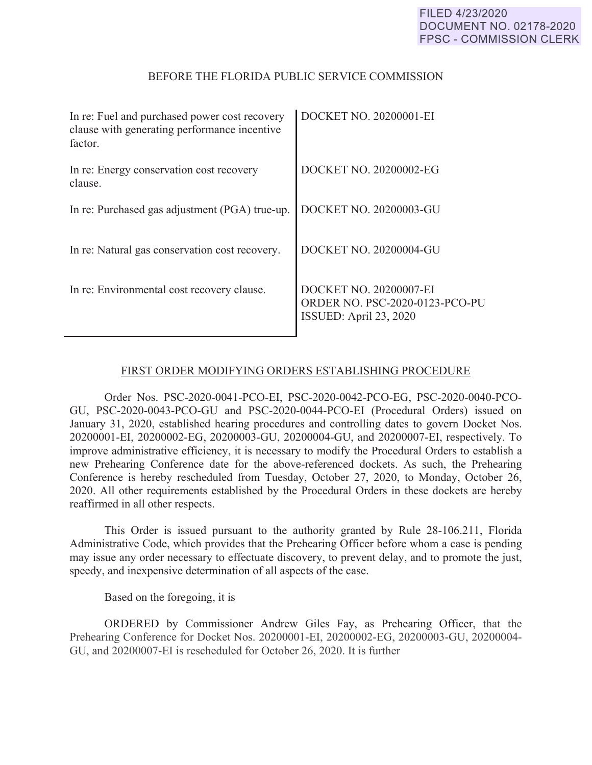FILED 4/23/2020
DOCUMENT NO. 02178-2020
FPSC - COMMISSION CLERK

BEFORE THE FLORIDA PUBLIC SERVICE COMMISSION

| | |
|---|---|
| In re: Fuel and purchased power cost recovery clause with generating performance incentive factor. | DOCKET NO. 20200001-EI |
| In re: Energy conservation cost recovery clause. | DOCKET NO. 20200002-EG |
| In re: Purchased gas adjustment (PGA) true-up. | DOCKET NO. 20200003-GU |
| In re: Natural gas conservation cost recovery. | DOCKET NO. 20200004-GU |
| In re: Environmental cost recovery clause. | DOCKET NO. 20200007-EI<br>ORDER NO. PSC-2020-0123-PCO-PU<br>ISSUED: April 23, 2020 |

FIRST ORDER MODIFYING ORDERS ESTABLISHING PROCEDURE

Order Nos. PSC-2020-0041-PCO-EI, PSC-2020-0042-PCO-EG, PSC-2020-0040-PCO-GU, PSC-2020-0043-PCO-GU and PSC-2020-0044-PCO-EI (Procedural Orders) issued on January 31, 2020, established hearing procedures and controlling dates to govern Docket Nos. 20200001-EI, 20200002-EG, 20200003-GU, 20200004-GU, and 20200007-EI, respectively. To improve administrative efficiency, it is necessary to modify the Procedural Orders to establish a new Prehearing Conference date for the above-referenced dockets. As such, the Prehearing Conference is hereby rescheduled from Tuesday, October 27, 2020, to Monday, October 26, 2020. All other requirements established by the Procedural Orders in these dockets are hereby reaffirmed in all other respects.

This Order is issued pursuant to the authority granted by Rule 28-106.211, Florida Administrative Code, which provides that the Prehearing Officer before whom a case is pending may issue any order necessary to effectuate discovery, to prevent delay, and to promote the just, speedy, and inexpensive determination of all aspects of the case.

Based on the foregoing, it is

ORDERED by Commissioner Andrew Giles Fay, as Prehearing Officer, that the Prehearing Conference for Docket Nos. 20200001-EI, 20200002-EG, 20200003-GU, 20200004-GU, and 20200007-EI is rescheduled for October 26, 2020. It is further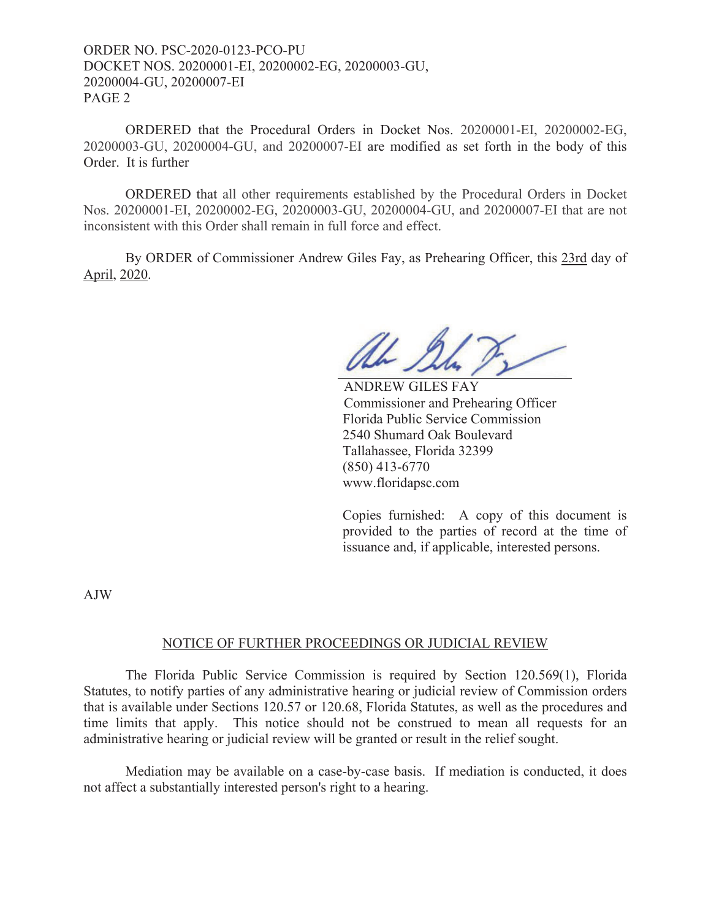ORDERED that the Procedural Orders in Docket Nos. 20200001-EI, 20200002-EG, 20200003-GU, 20200004-GU, and 20200007-EI are modified as set forth in the body of this Order. It is further

ORDERED that all other requirements established by the Procedural Orders in Docket Nos. 20200001-EI, 20200002-EG, 20200003-GU, 20200004-GU, and 20200007-EI that are not inconsistent with this Order shall remain in full force and effect.

By ORDER of Commissioner Andrew Giles Fay, as Prehearing Officer, this 23rd day of April, 2020.

ANDREW GILES FAY
Commissioner and Prehearing Officer
Florida Public Service Commission
2540 Shumard Oak Boulevard
Tallahassee, Florida 32399
(850) 413-6770
www.floridapsc.com

Copies furnished: A copy of this document is provided to the parties of record at the time of issuance and, if applicable, interested persons.

AJW

## NOTICE OF FURTHER PROCEEDINGS OR JUDICIAL REVIEW

The Florida Public Service Commission is required by Section 120.569(1), Florida Statutes, to notify parties of any administrative hearing or judicial review of Commission orders that is available under Sections 120.57 or 120.68, Florida Statutes, as well as the procedures and time limits that apply. This notice should not be construed to mean all requests for an administrative hearing or judicial review will be granted or result in the relief sought.

Mediation may be available on a case-by-case basis. If mediation is conducted, it does not affect a substantially interested person's right to a hearing.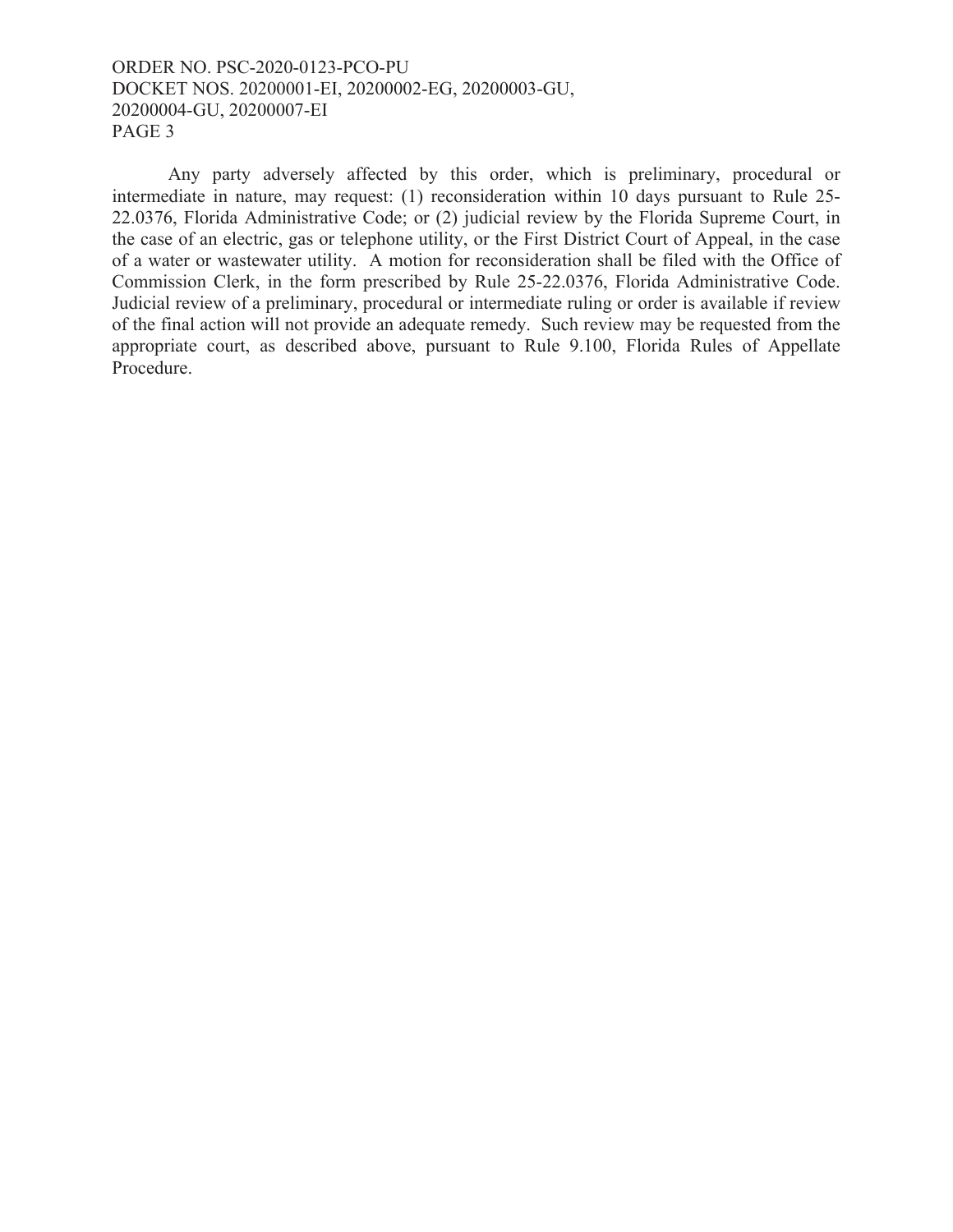Any party adversely affected by this order, which is preliminary, procedural or intermediate in nature, may request: (1) reconsideration within 10 days pursuant to Rule 25-22.0376, Florida Administrative Code; or (2) judicial review by the Florida Supreme Court, in the case of an electric, gas or telephone utility, or the First District Court of Appeal, in the case of a water or wastewater utility. A motion for reconsideration shall be filed with the Office of Commission Clerk, in the form prescribed by Rule 25-22.0376, Florida Administrative Code. Judicial review of a preliminary, procedural or intermediate ruling or order is available if review of the final action will not provide an adequate remedy. Such review may be requested from the appropriate court, as described above, pursuant to Rule 9.100, Florida Rules of Appellate Procedure.